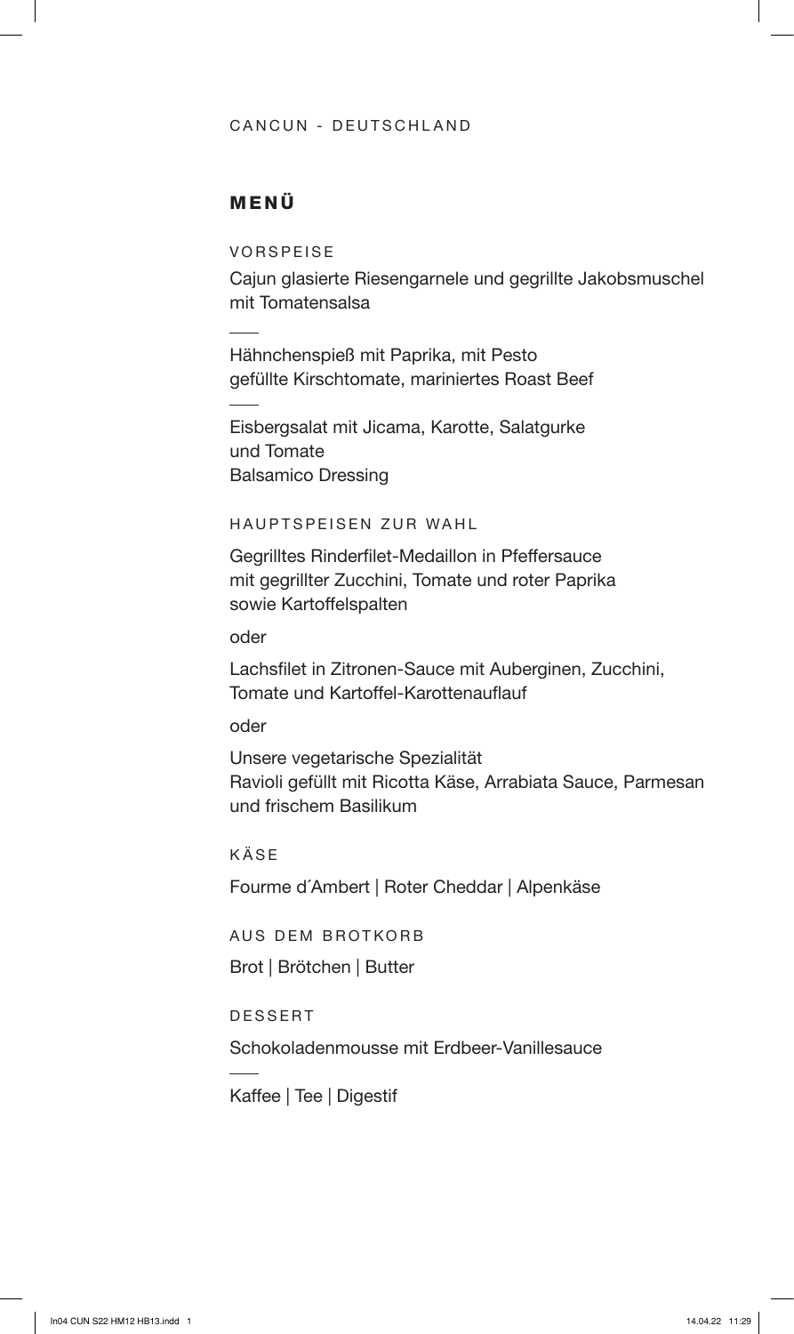CANCUN - DEUTSCHLAND

# MENÜ

## VORSPEISE

Cajun glasierte Riesengarnele und gegrillte Jakobsmuschel mit Tomatensalsa

---

Hähnchenspieß mit Paprika, mit Pesto gefüllte Kirschtomate, mariniertes Roast Beef

---

Eisbergsalat mit Jicama, Karotte, Salatgurke und Tomate
Balsamico Dressing

## HAUPTSPEISEN ZUR WAHL

Gegrilltes Rinderfilet-Medaillon in Pfeffersauce mit gegrillter Zucchini, Tomate und roter Paprika sowie Kartoffelspalten

oder

Lachsfilet in Zitronen-Sauce mit Auberginen, Zucchini, Tomate und Kartoffel-Karottenauflauf

oder

Unsere vegetarische Spezialität
Ravioli gefüllt mit Ricotta Käse, Arrabiata Sauce, Parmesan und frischem Basilikum

## KÄSE

Fourme d´Ambert | Roter Cheddar | Alpenkäse

## AUS DEM BROTKORB

Brot | Brötchen | Butter

## DESSERT

Schokoladenmousse mit Erdbeer-Vanillesauce

---

Kaffee | Tee | Digestif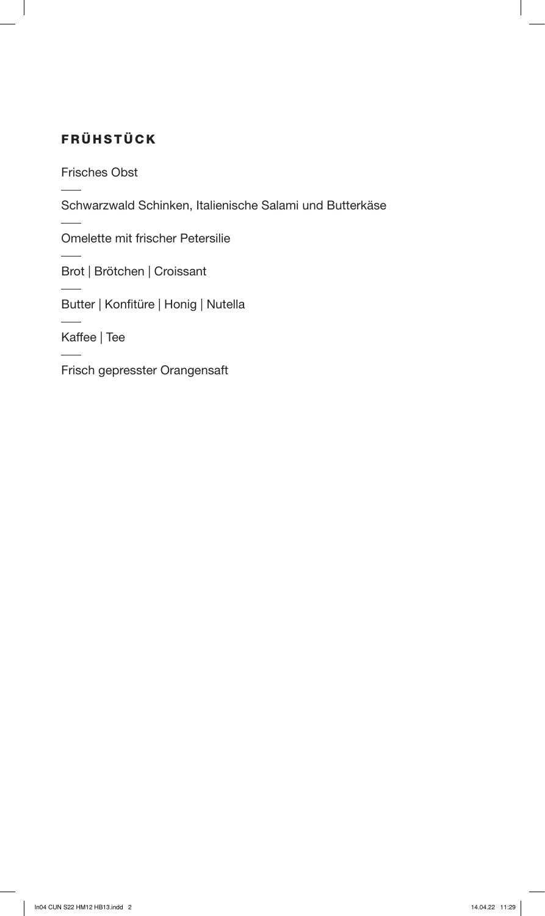## FRÜHSTÜCK

Frisches Obst

---

Schwarzwald Schinken, Italienische Salami und Butterkäse

---

Omelette mit frischer Petersilie

---

Brot | Brötchen | Croissant

---

Butter | Konfitüre | Honig | Nutella

---

Kaffee | Tee

---

Frisch gepresster Orangensaft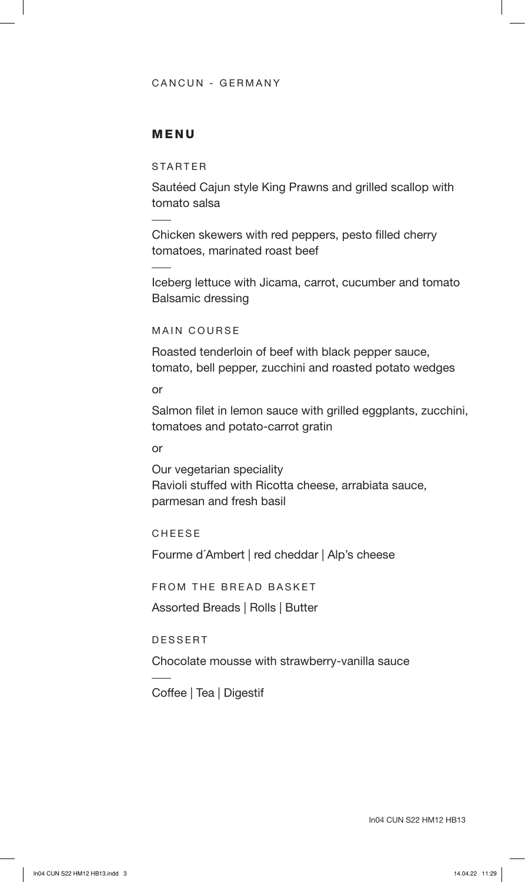CANCUN - GERMANY

# MENU

## STARTER

Sautéed Cajun style King Prawns and grilled scallop with tomato salsa

---

Chicken skewers with red peppers, pesto filled cherry tomatoes, marinated roast beef

---

Iceberg lettuce with Jicama, carrot, cucumber and tomato
Balsamic dressing

## MAIN COURSE

Roasted tenderloin of beef with black pepper sauce, tomato, bell pepper, zucchini and roasted potato wedges

or

Salmon filet in lemon sauce with grilled eggplants, zucchini, tomatoes and potato-carrot gratin

or

Our vegetarian speciality
Ravioli stuffed with Ricotta cheese, arrabiata sauce, parmesan and fresh basil

## CHEESE

Fourme d´Ambert | red cheddar | Alp's cheese

## FROM THE BREAD BASKET

Assorted Breads | Rolls | Butter

## DESSERT

Chocolate mousse with strawberry-vanilla sauce

---

Coffee | Tea | Digestif

In04 CUN S22 HM12 HB13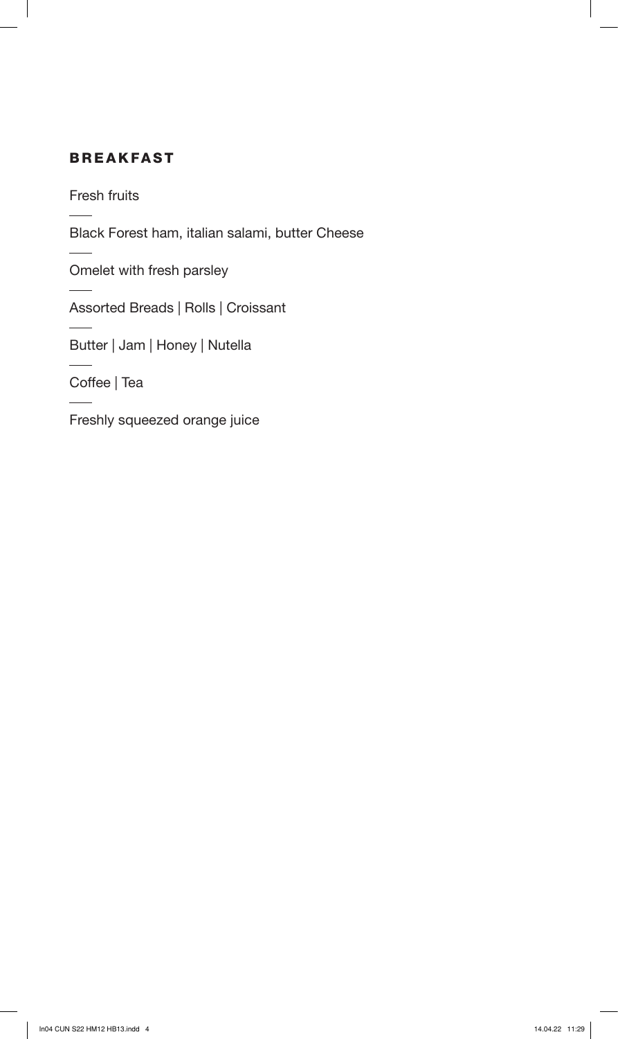## BREAKFAST

Fresh fruits

---

Black Forest ham, italian salami, butter Cheese

---

Omelet with fresh parsley

---

Assorted Breads | Rolls | Croissant

---

Butter | Jam | Honey | Nutella

---

Coffee | Tea

---

Freshly squeezed orange juice